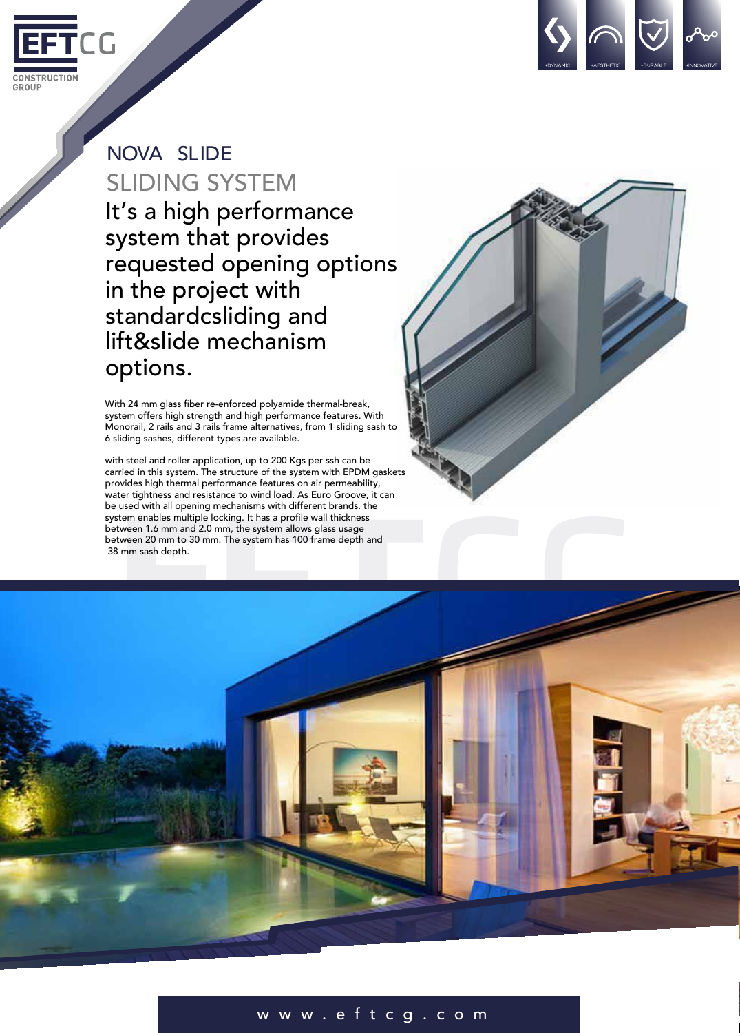# NOVA SLIDE

## SLIDING SYSTEM

It's a high performance system that provides requested opening options in the project with standardcsliding and lift&slide mechanism options.

With 24 mm glass fiber re-enforced polyamide thermal-break, system offers high strength and high performance features. With Monorail, 2 rails and 3 rails frame alternatives, from 1 sliding sash to 6 sliding sashes, different types are available.

with steel and roller application, up to 200 Kgs per ssh can be carried in this system. The structure of the system with EPDM gaskets provides high thermal performance features on air permeability, water tightness and resistance to wind load. As Euro Groove, it can be used with all opening mechanisms with different brands. the system enables multiple locking. It has a profile wall thickness between 1.6 mm and 2.0 mm, the system allows glass usage between 20 mm to 30 mm. The system has 100 frame depth and 38 mm sash depth.

www.eftcg.com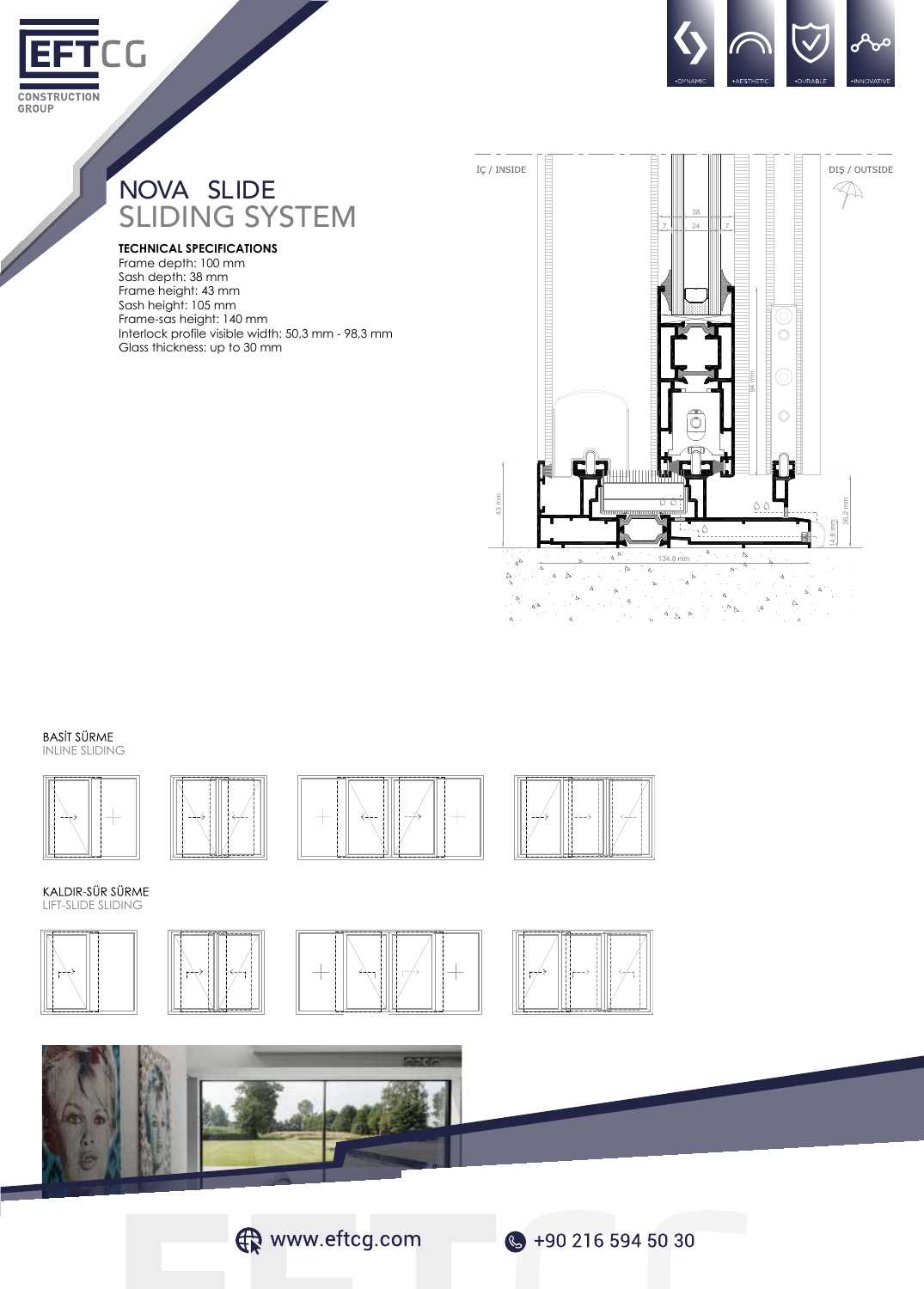# NOVA SLIDE
## SLIDING SYSTEM

**TECHNICAL SPECIFICATIONS**

Frame depth: 100 mm
Sash depth: 38 mm
Frame height: 43 mm
Sash height: 105 mm
Frame-sas height: 140 mm
Interlock profile visible width: 50,3 mm - 98,3 mm
Glass thickness: up to 30 mm

İÇ / INSIDE

DIŞ / OUTSIDE

38
7
24
7
84 mm
43 mm
134,8 mm
14,8 mm
36,2 mm

BASİT SÜRME
INLINE SLIDING

KALDIR-SÜR SÜRME
LIFT-SLIDE SLIDING

www.eftcg.com

+90 216 594 50 30